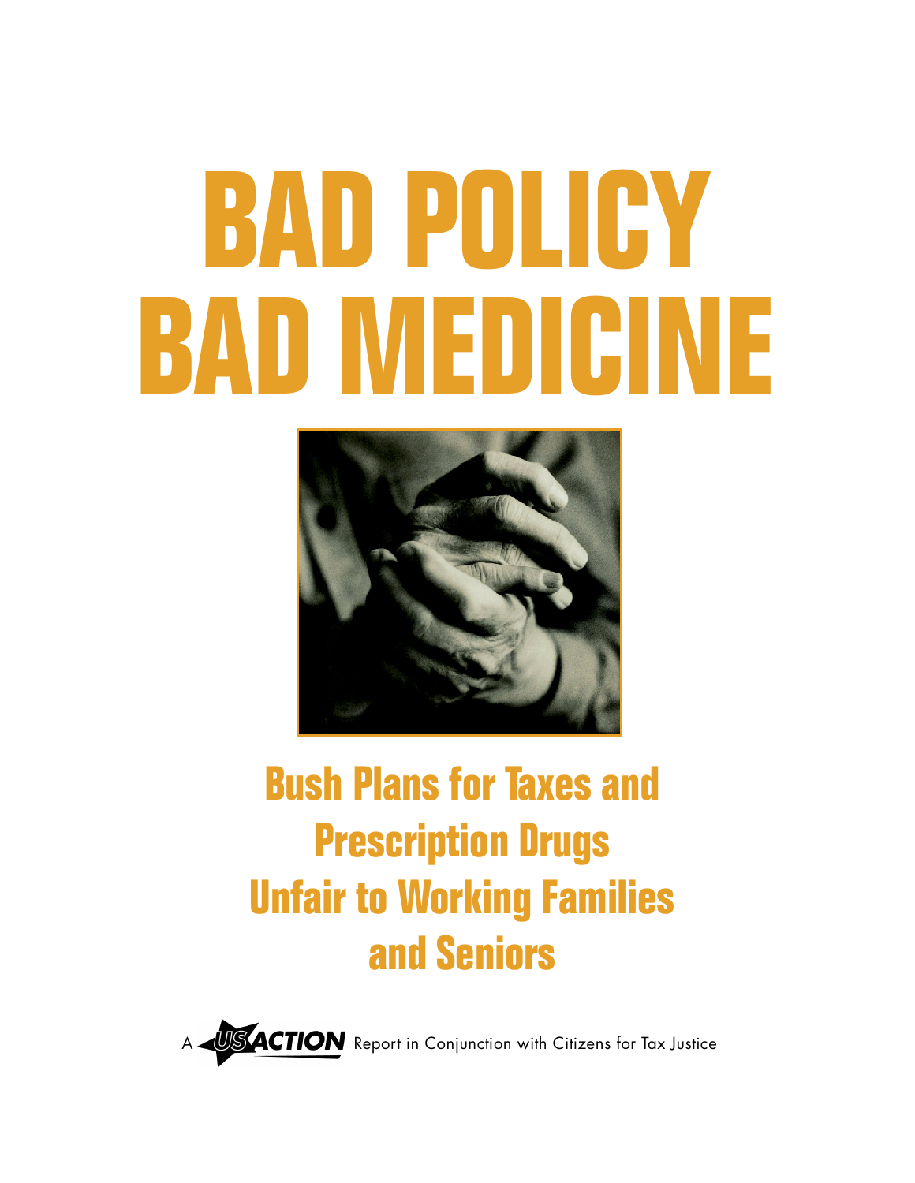# BAD POLICY BAD MEDICINE

## Bush Plans for Taxes and Prescription Drugs Unfair to Working Families and Seniors

A USACTION Report in Conjunction with Citizens for Tax Justice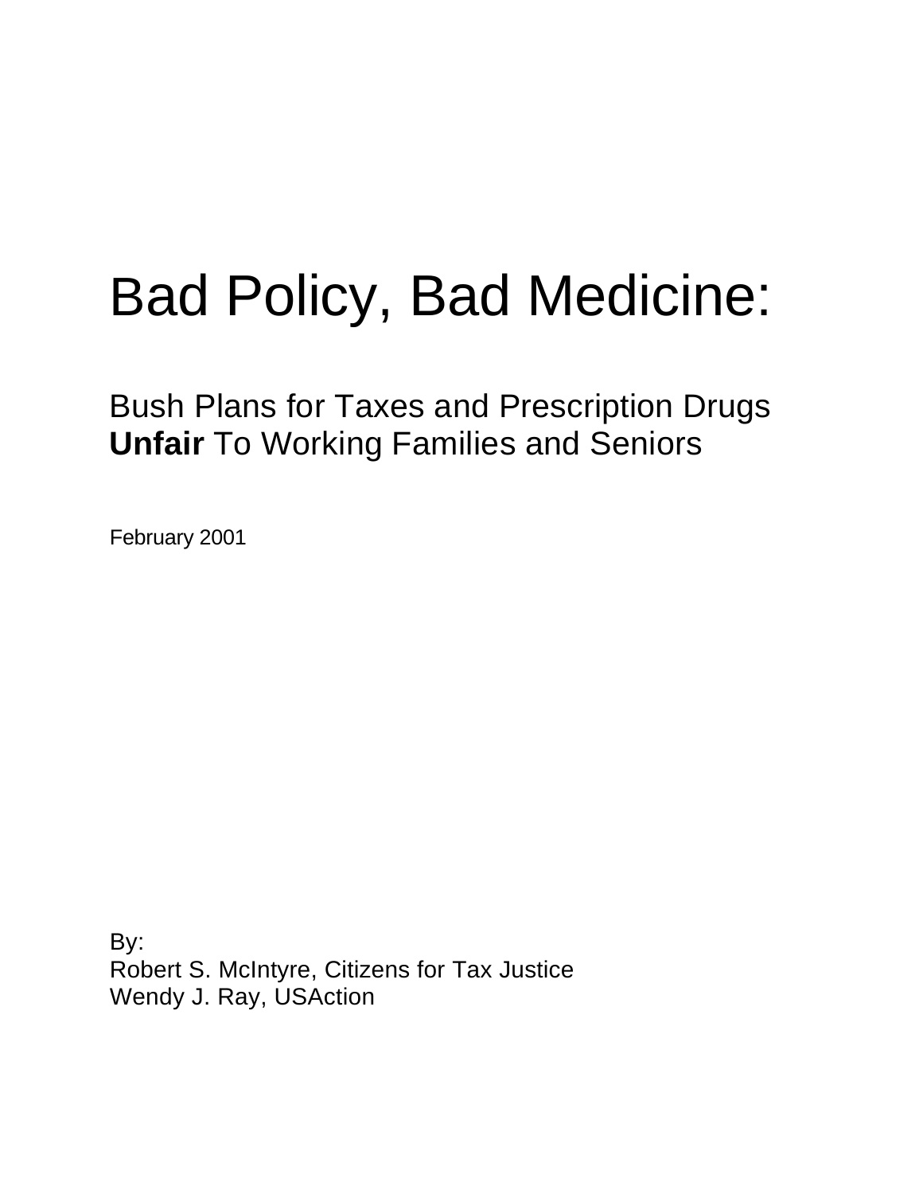# Bad Policy, Bad Medicine:

## Bush Plans for Taxes and Prescription Drugs **Unfair** To Working Families and Seniors

February 2001

By:
Robert S. McIntyre, Citizens for Tax Justice
Wendy J. Ray, USAction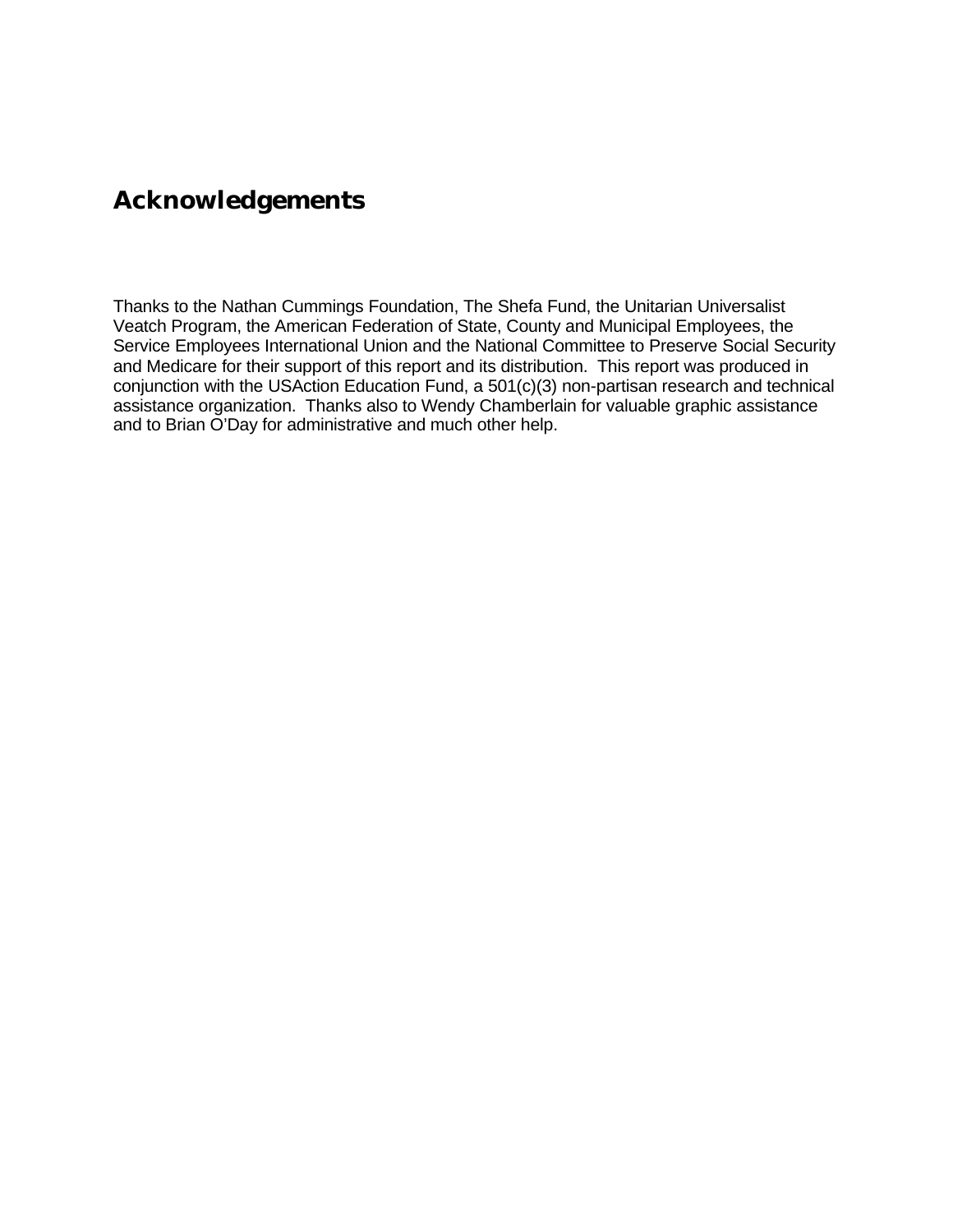# Acknowledgements

Thanks to the Nathan Cummings Foundation, The Shefa Fund, the Unitarian Universalist Veatch Program, the American Federation of State, County and Municipal Employees, the Service Employees International Union and the National Committee to Preserve Social Security and Medicare for their support of this report and its distribution. This report was produced in conjunction with the USAction Education Fund, a 501(c)(3) non-partisan research and technical assistance organization. Thanks also to Wendy Chamberlain for valuable graphic assistance and to Brian O'Day for administrative and much other help.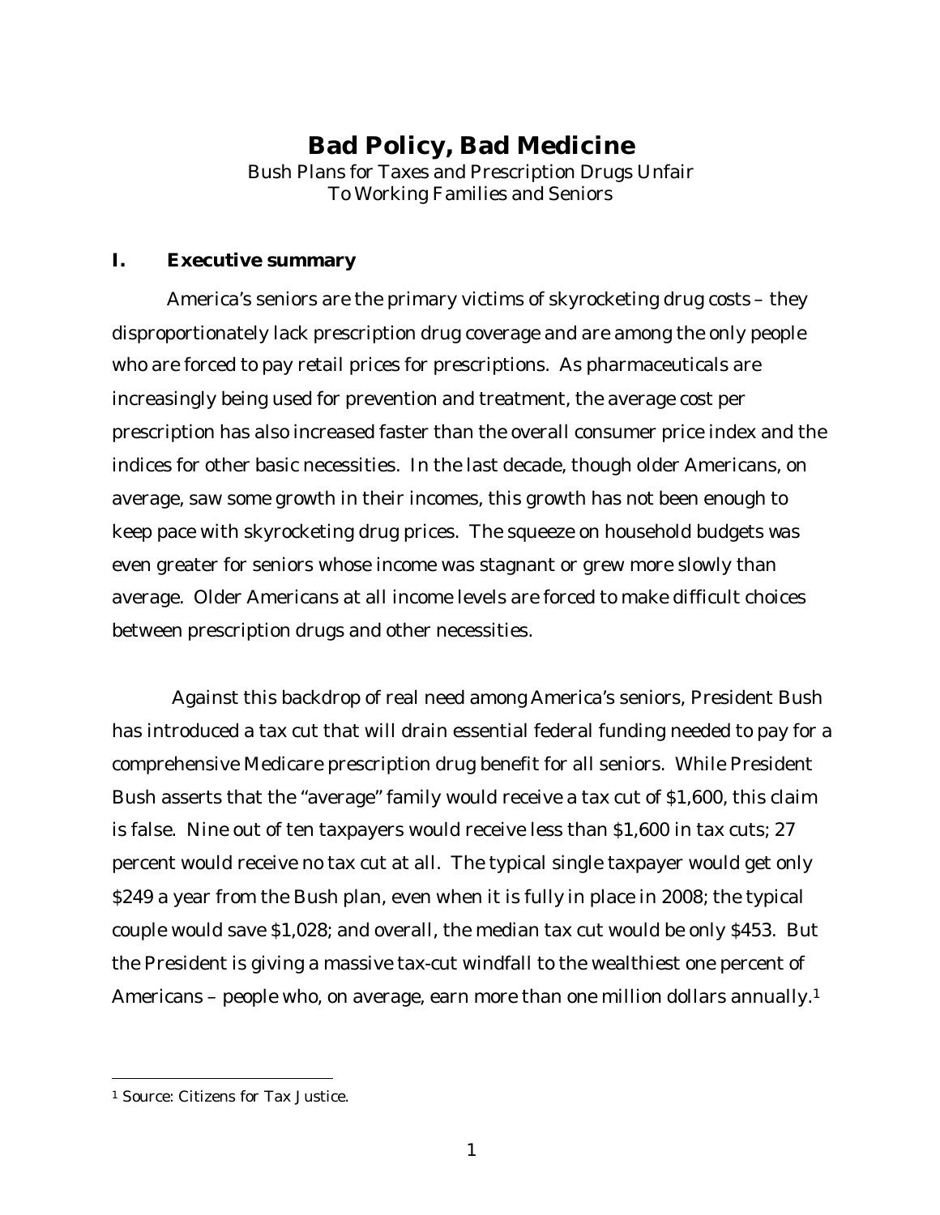# Bad Policy, Bad Medicine

Bush Plans for Taxes and Prescription Drugs Unfair To Working Families and Seniors

## I. Executive summary

America's seniors are the primary victims of skyrocketing drug costs – they disproportionately lack prescription drug coverage and are among the only people who are forced to pay retail prices for prescriptions. As pharmaceuticals are increasingly being used for prevention and treatment, the average cost per prescription has also increased faster than the overall consumer price index and the indices for other basic necessities. In the last decade, though older Americans, on average, saw some growth in their incomes, this growth has not been enough to keep pace with skyrocketing drug prices. The squeeze on household budgets was even greater for seniors whose income was stagnant or grew more slowly than average. Older Americans at all income levels are forced to make difficult choices between prescription drugs and other necessities.

Against this backdrop of real need among America's seniors, President Bush has introduced a tax cut that will drain essential federal funding needed to pay for a comprehensive Medicare prescription drug benefit for all seniors. While President Bush asserts that the "average" family would receive a tax cut of $1,600, this claim is false. Nine out of ten taxpayers would receive less than $1,600 in tax cuts; 27 percent would receive no tax cut at all. The typical single taxpayer would get only $249 a year from the Bush plan, even when it is fully in place in 2008; the typical couple would save $1,028; and overall, the median tax cut would be only $453. But the President is giving a massive tax-cut windfall to the wealthiest one percent of Americans – people who, on average, earn more than one million dollars annually.[1]

---

[1] Source: Citizens for Tax Justice.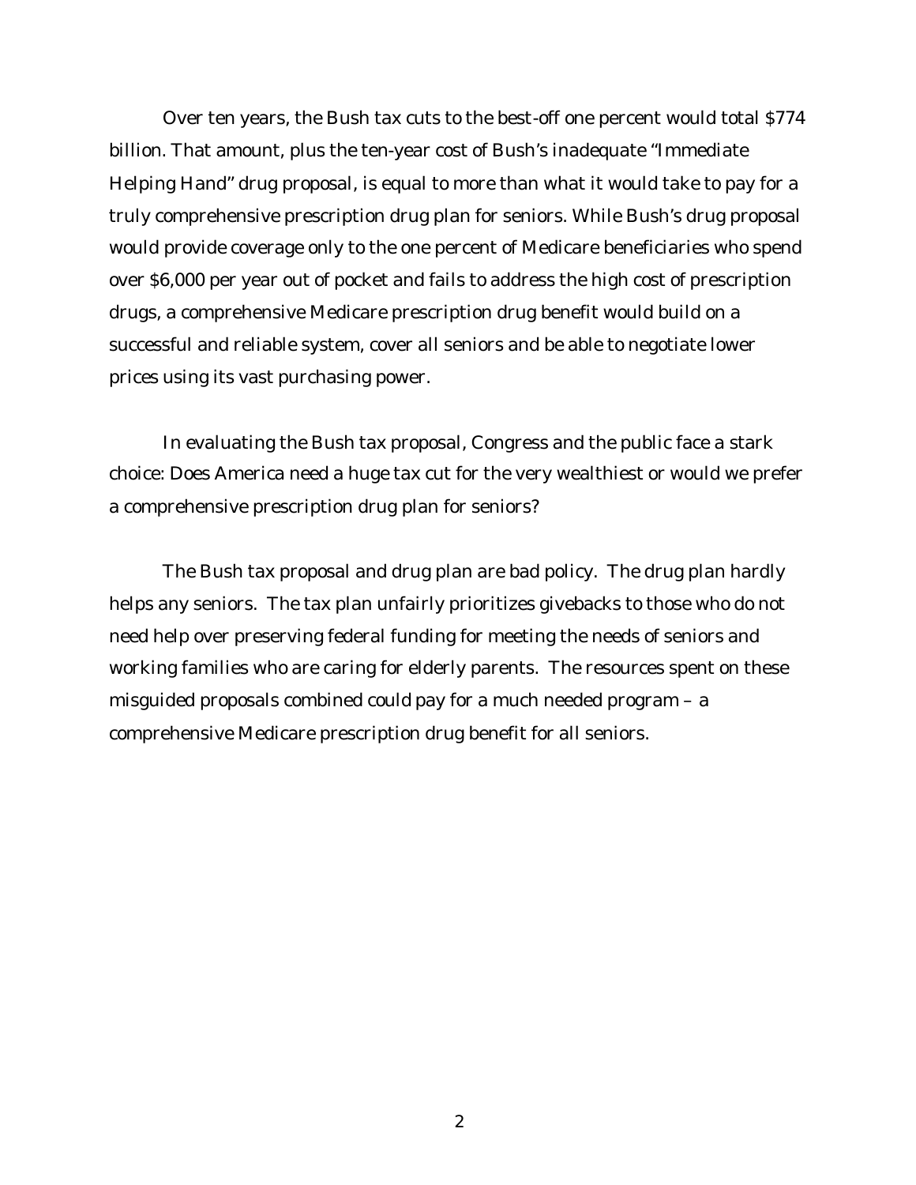Over ten years, the Bush tax cuts to the best-off one percent would total $774 billion. That amount, plus the ten-year cost of Bush's inadequate "Immediate Helping Hand" drug proposal, is equal to more than what it would take to pay for a truly comprehensive prescription drug plan for seniors. While Bush's drug proposal would provide coverage only to the one percent of Medicare beneficiaries who spend over $6,000 per year out of pocket and fails to address the high cost of prescription drugs, a comprehensive Medicare prescription drug benefit would build on a successful and reliable system, cover all seniors and be able to negotiate lower prices using its vast purchasing power.

In evaluating the Bush tax proposal, Congress and the public face a stark choice: Does America need a huge tax cut for the very wealthiest or would we prefer a comprehensive prescription drug plan for seniors?

The Bush tax proposal and drug plan are bad policy. The drug plan hardly helps any seniors. The tax plan unfairly prioritizes givebacks to those who do not need help over preserving federal funding for meeting the needs of seniors and working families who are caring for elderly parents. The resources spent on these misguided proposals combined could pay for a much needed program – a comprehensive Medicare prescription drug benefit for all seniors.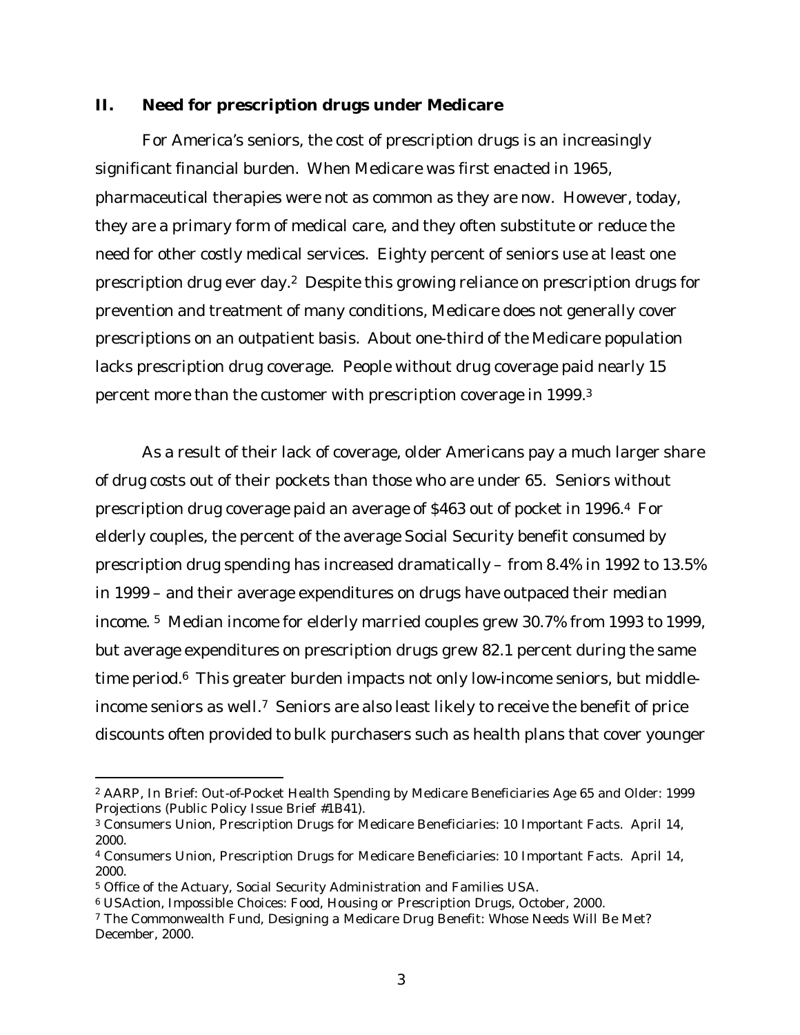## II. Need for prescription drugs under Medicare

For America's seniors, the cost of prescription drugs is an increasingly significant financial burden. When Medicare was first enacted in 1965, pharmaceutical therapies were not as common as they are now. However, today, they are a primary form of medical care, and they often substitute or reduce the need for other costly medical services. Eighty percent of seniors use at least one prescription drug ever day.[2] Despite this growing reliance on prescription drugs for prevention and treatment of many conditions, Medicare does not generally cover prescriptions on an outpatient basis. About one-third of the Medicare population lacks prescription drug coverage. People without drug coverage paid nearly 15 percent more than the customer with prescription coverage in 1999.[3]

As a result of their lack of coverage, older Americans pay a much larger share of drug costs out of their pockets than those who are under 65. Seniors without prescription drug coverage paid an average of $463 out of pocket in 1996.[4] For elderly couples, the percent of the average Social Security benefit consumed by prescription drug spending has increased dramatically – from 8.4% in 1992 to 13.5% in 1999 – and their average expenditures on drugs have outpaced their median income.[5] Median income for elderly married couples grew 30.7% from 1993 to 1999, but average expenditures on prescription drugs grew 82.1 percent during the same time period.[6] This greater burden impacts not only low-income seniors, but middle-income seniors as well.[7] Seniors are also least likely to receive the benefit of price discounts often provided to bulk purchasers such as health plans that cover younger

---

[2] AARP, In Brief: Out-of-Pocket Health Spending by Medicare Beneficiaries Age 65 and Older: 1999 Projections (Public Policy Issue Brief #1B41).

[3] Consumers Union, Prescription Drugs for Medicare Beneficiaries: 10 Important Facts. April 14, 2000.

[4] Consumers Union, Prescription Drugs for Medicare Beneficiaries: 10 Important Facts. April 14, 2000.

[5] Office of the Actuary, Social Security Administration and Families USA.

[6] USAction, Impossible Choices: Food, Housing or Prescription Drugs, October, 2000.

[7] The Commonwealth Fund, Designing a Medicare Drug Benefit: Whose Needs Will Be Met? December, 2000.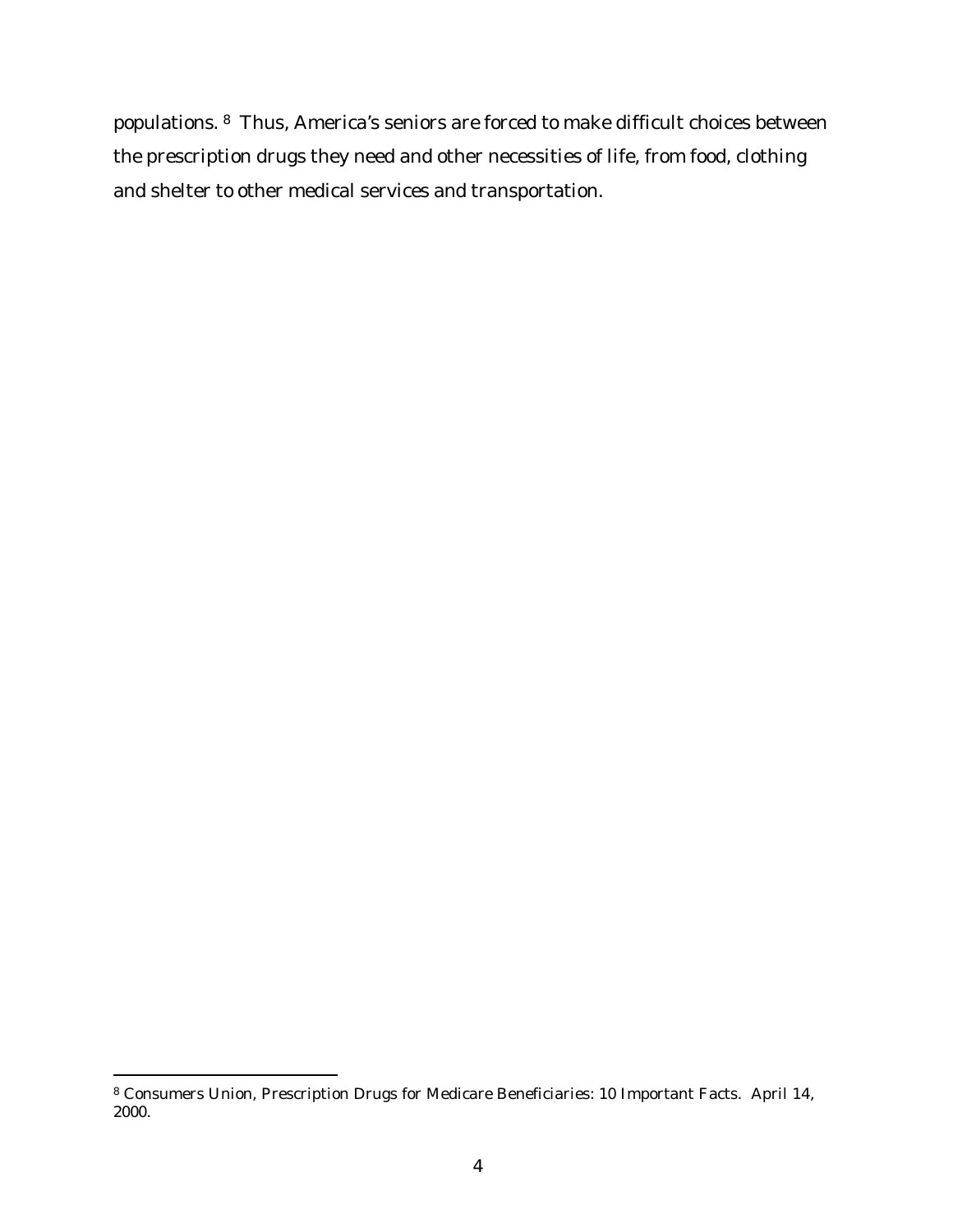populations.[8] Thus, America's seniors are forced to make difficult choices between the prescription drugs they need and other necessities of life, from food, clothing and shelter to other medical services and transportation.

---

[8] Consumers Union, Prescription Drugs for Medicare Beneficiaries: 10 Important Facts. April 14, 2000.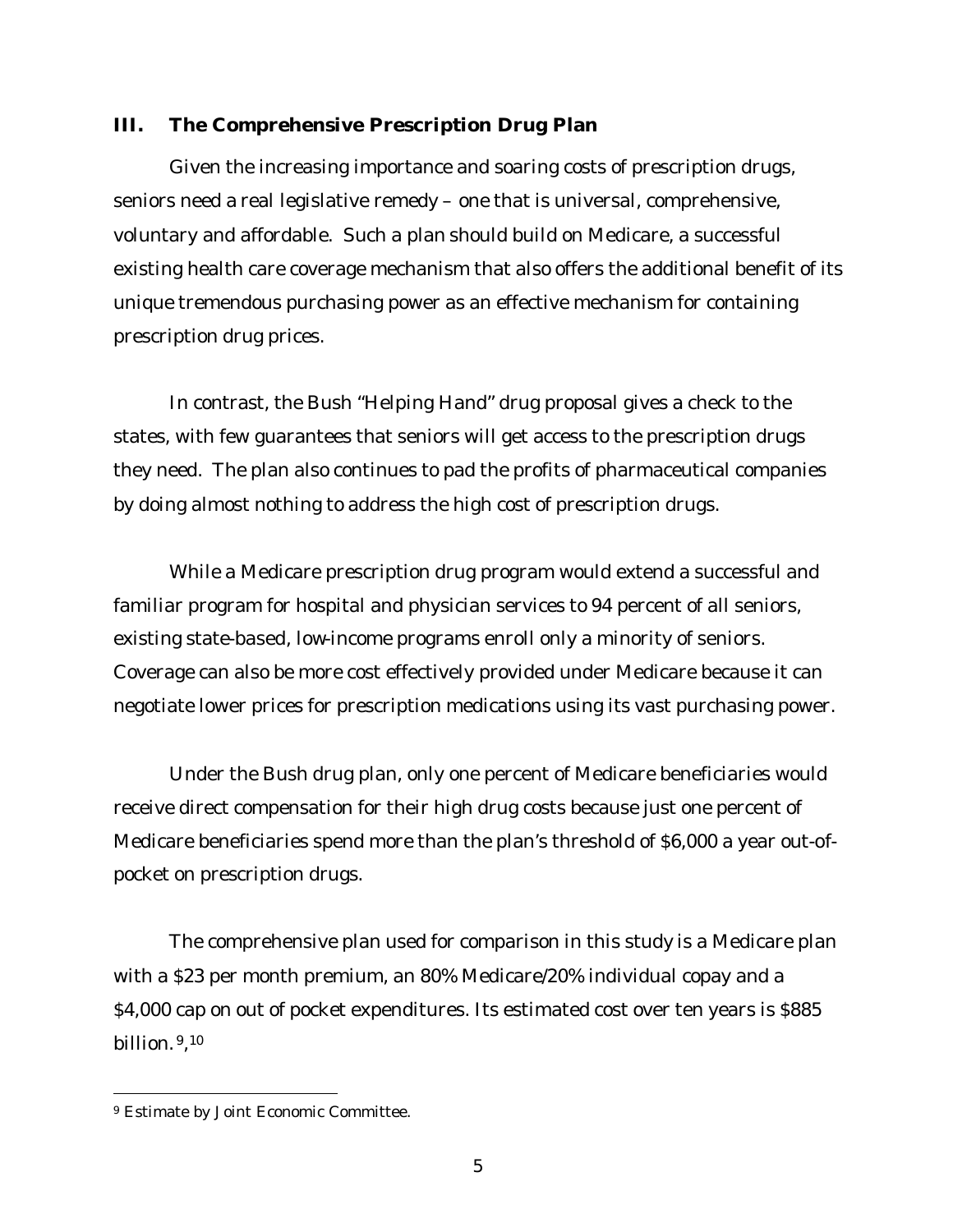## III. The Comprehensive Prescription Drug Plan

Given the increasing importance and soaring costs of prescription drugs, seniors need a real legislative remedy – one that is universal, comprehensive, voluntary and affordable. Such a plan should build on Medicare, a successful existing health care coverage mechanism that also offers the additional benefit of its unique tremendous purchasing power as an effective mechanism for containing prescription drug prices.

In contrast, the Bush "Helping Hand" drug proposal gives a check to the states, with few guarantees that seniors will get access to the prescription drugs they need. The plan also continues to pad the profits of pharmaceutical companies by doing almost nothing to address the high cost of prescription drugs.

While a Medicare prescription drug program would extend a successful and familiar program for hospital and physician services to 94 percent of all seniors, existing state-based, low-income programs enroll only a minority of seniors. Coverage can also be more cost effectively provided under Medicare because it can negotiate lower prices for prescription medications using its vast purchasing power.

Under the Bush drug plan, only one percent of Medicare beneficiaries would receive direct compensation for their high drug costs because just one percent of Medicare beneficiaries spend more than the plan's threshold of $6,000 a year out-of-pocket on prescription drugs.

The comprehensive plan used for comparison in this study is a Medicare plan with a $23 per month premium, an 80% Medicare/20% individual copay and a $4,000 cap on out of pocket expenditures. Its estimated cost over ten years is $885 billion.[9,10]

---

[9] Estimate by Joint Economic Committee.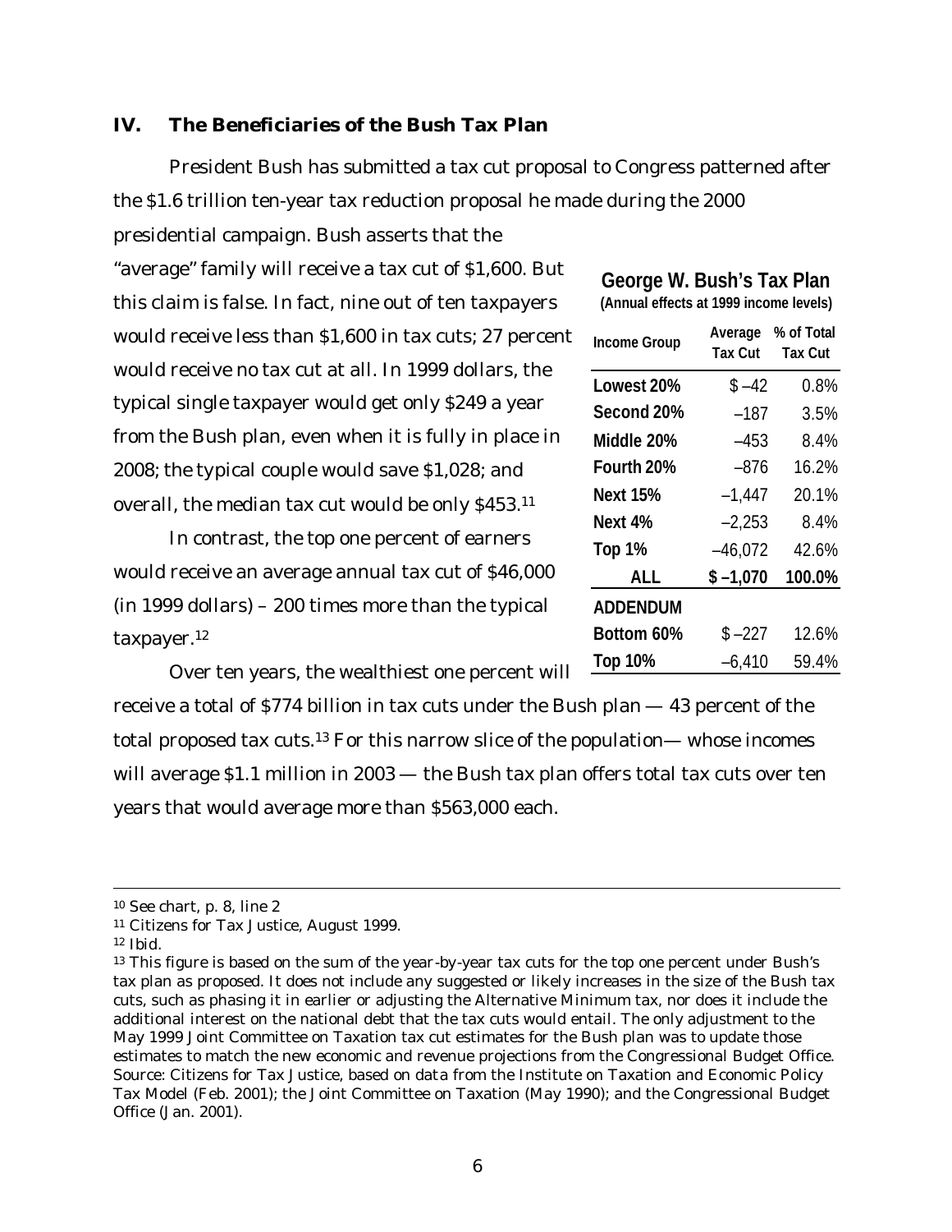## IV. The Beneficiaries of the Bush Tax Plan

President Bush has submitted a tax cut proposal to Congress patterned after the $1.6 trillion ten-year tax reduction proposal he made during the 2000 presidential campaign. Bush asserts that the "average" family will receive a tax cut of $1,600. But this claim is false. In fact, nine out of ten taxpayers would receive less than $1,600 in tax cuts; 27 percent would receive no tax cut at all. In 1999 dollars, the typical single taxpayer would get only $249 a year from the Bush plan, even when it is fully in place in 2008; the typical couple would save $1,028; and overall, the median tax cut would be only $453.[11]

In contrast, the top one percent of earners would receive an average annual tax cut of $46,000 (in 1999 dollars) – 200 times more than the typical taxpayer.[12]

**George W. Bush's Tax Plan**
**(Annual effects at 1999 income levels)**

| Income Group | Average Tax Cut | % of Total Tax Cut |
|---|---|---|
| Lowest 20% | $ –42 | 0.8% |
| Second 20% | –187 | 3.5% |
| Middle 20% | –453 | 8.4% |
| Fourth 20% | –876 | 16.2% |
| Next 15% | –1,447 | 20.1% |
| Next 4% | –2,253 | 8.4% |
| Top 1% | –46,072 | 42.6% |
| **ALL** | **$ –1,070** | **100.0%** |
| **ADDENDUM** | | |
| Bottom 60% | $ –227 | 12.6% |
| Top 10% | –6,410 | 59.4% |

Over ten years, the wealthiest one percent will receive a total of $774 billion in tax cuts under the Bush plan — 43 percent of the total proposed tax cuts.[13] For this narrow slice of the population— whose incomes will average $1.1 million in 2003 — the Bush tax plan offers total tax cuts over ten years that would average more than $563,000 each.

---

[10] See chart, p. 8, line 2

[11] Citizens for Tax Justice, August 1999.

[12] Ibid.

[13] This figure is based on the sum of the year-by-year tax cuts for the top one percent under Bush's tax plan as proposed. It does not include any suggested or likely increases in the size of the Bush tax cuts, such as phasing it in earlier or adjusting the Alternative Minimum tax, nor does it include the additional interest on the national debt that the tax cuts would entail. The only adjustment to the May 1999 Joint Committee on Taxation tax cut estimates for the Bush plan was to update those estimates to match the new economic and revenue projections from the Congressional Budget Office. Source: Citizens for Tax Justice, based on data from the Institute on Taxation and Economic Policy Tax Model (Feb. 2001); the Joint Committee on Taxation (May 1990); and the Congressional Budget Office (Jan. 2001).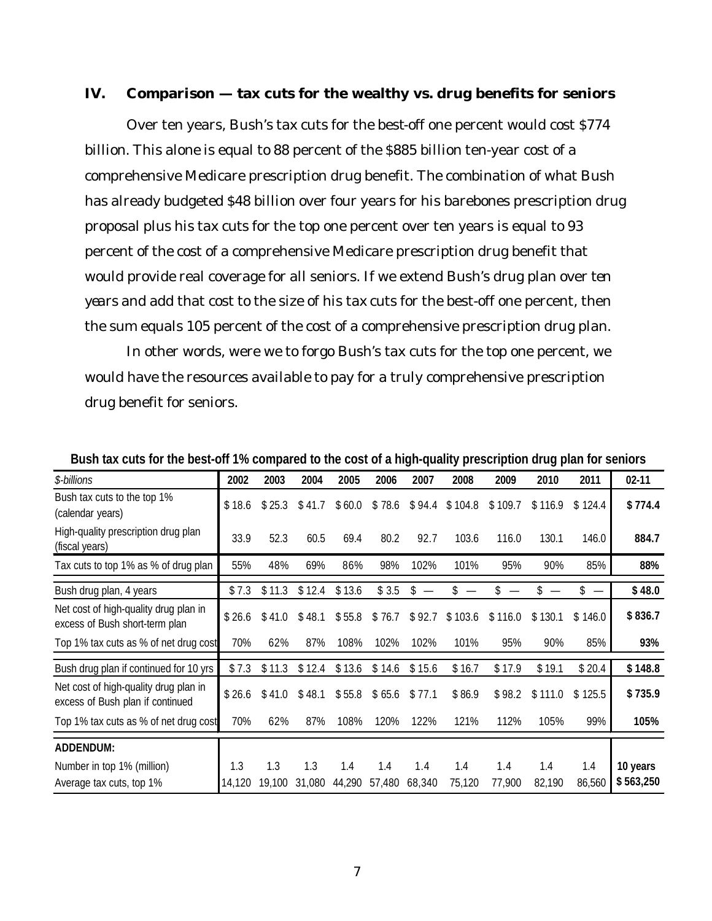## IV. Comparison — tax cuts for the wealthy vs. drug benefits for seniors

Over ten years, Bush's tax cuts for the best-off one percent would cost $774 billion. This alone is equal to 88 percent of the $885 billion ten-year cost of a comprehensive Medicare prescription drug benefit. The combination of what Bush has already budgeted $48 billion over four years for his barebones prescription drug proposal plus his tax cuts for the top one percent over ten years is equal to 93 percent of the cost of a comprehensive Medicare prescription drug benefit that would provide real coverage for all seniors. If we extend Bush's drug plan over ten years and add that cost to the size of his tax cuts for the best-off one percent, then the sum equals 105 percent of the cost of a comprehensive prescription drug plan.

In other words, were we to forgo Bush's tax cuts for the top one percent, we would have the resources available to pay for a truly comprehensive prescription drug benefit for seniors.

**Bush tax cuts for the best-off 1% compared to the cost of a high-quality prescription drug plan for seniors**

| *$-billions* | 2002 | 2003 | 2004 | 2005 | 2006 | 2007 | 2008 | 2009 | 2010 | 2011 | 02-11 |
|---|---|---|---|---|---|---|---|---|---|---|---|
| Bush tax cuts to the top 1% (calendar years) | $ 18.6 | $ 25.3 | $ 41.7 | $ 60.0 | $ 78.6 | $ 94.4 | $ 104.8 | $ 109.7 | $ 116.9 | $ 124.4 | **$ 774.4** |
| High-quality prescription drug plan (fiscal years) | 33.9 | 52.3 | 60.5 | 69.4 | 80.2 | 92.7 | 103.6 | 116.0 | 130.1 | 146.0 | **884.7** |
| Tax cuts to top 1% as % of drug plan | 55% | 48% | 69% | 86% | 98% | 102% | 101% | 95% | 90% | 85% | **88%** |
| Bush drug plan, 4 years | $ 7.3 | $ 11.3 | $ 12.4 | $ 13.6 | $ 3.5 | $ — | $ — | $ — | $ — | $ — | **$ 48.0** |
| Net cost of high-quality drug plan in excess of Bush short-term plan | $ 26.6 | $ 41.0 | $ 48.1 | $ 55.8 | $ 76.7 | $ 92.7 | $ 103.6 | $ 116.0 | $ 130.1 | $ 146.0 | **$ 836.7** |
| Top 1% tax cuts as % of net drug cost | 70% | 62% | 87% | 108% | 102% | 102% | 101% | 95% | 90% | 85% | **93%** |
| Bush drug plan if continued for 10 yrs | $ 7.3 | $ 11.3 | $ 12.4 | $ 13.6 | $ 14.6 | $ 15.6 | $ 16.7 | $ 17.9 | $ 19.1 | $ 20.4 | **$ 148.8** |
| Net cost of high-quality drug plan in excess of Bush plan if continued | $ 26.6 | $ 41.0 | $ 48.1 | $ 55.8 | $ 65.6 | $ 77.1 | $ 86.9 | $ 98.2 | $ 111.0 | $ 125.5 | **$ 735.9** |
| Top 1% tax cuts as % of net drug cost | 70% | 62% | 87% | 108% | 120% | 122% | 121% | 112% | 105% | 99% | **105%** |
| **ADDENDUM:** | | | | | | | | | | | |
| Number in top 1% (million) | 1.3 | 1.3 | 1.3 | 1.4 | 1.4 | 1.4 | 1.4 | 1.4 | 1.4 | 1.4 | **10 years** |
| Average tax cuts, top 1% | 14,120 | 19,100 | 31,080 | 44,290 | 57,480 | 68,340 | 75,120 | 77,900 | 82,190 | 86,560 | **$ 563,250** |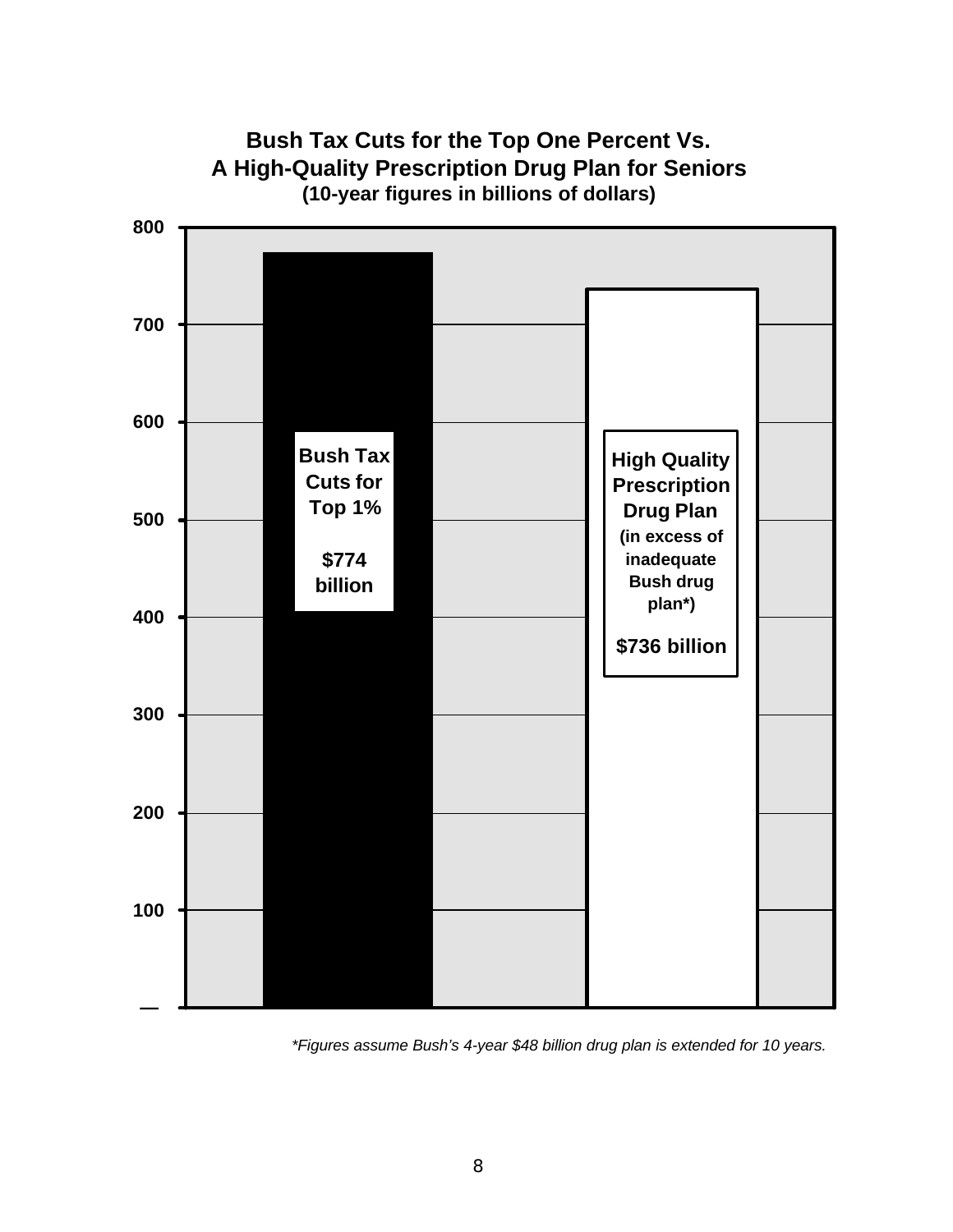**Bush Tax Cuts for the Top One Percent Vs.**
**A High-Quality Prescription Drug Plan for Seniors**
**(10-year figures in billions of dollars)**

| Category | Amount |
|---|---|
| Bush Tax Cuts for Top 1% | $774 billion |
| High Quality Prescription Drug Plan (in excess of inadequate Bush drug plan*) | $736 billion |

*\*Figures assume Bush's 4-year $48 billion drug plan is extended for 10 years.*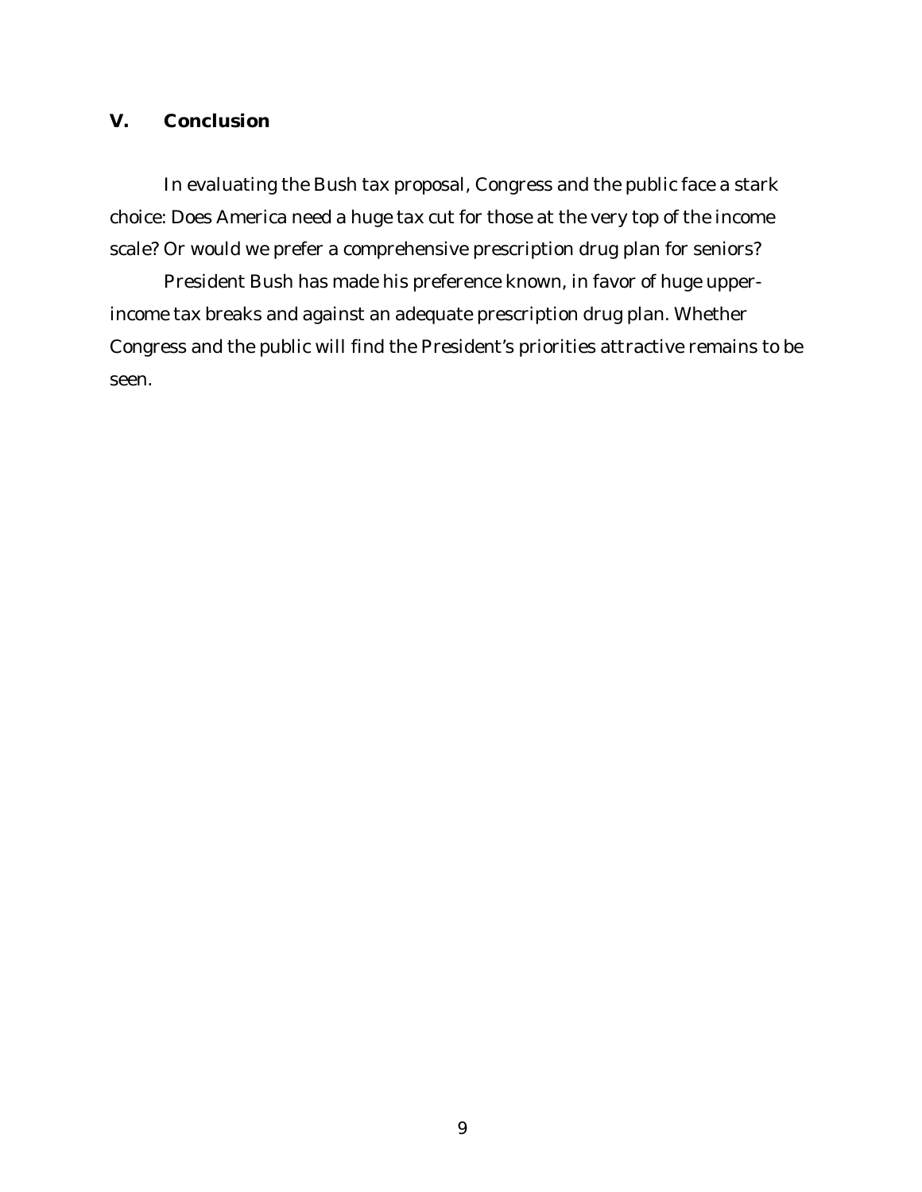## V. Conclusion

In evaluating the Bush tax proposal, Congress and the public face a stark choice: Does America need a huge tax cut for those at the very top of the income scale? Or would we prefer a comprehensive prescription drug plan for seniors?

President Bush has made his preference known, in favor of huge upper-income tax breaks and against an adequate prescription drug plan. Whether Congress and the public will find the President's priorities attractive remains to be seen.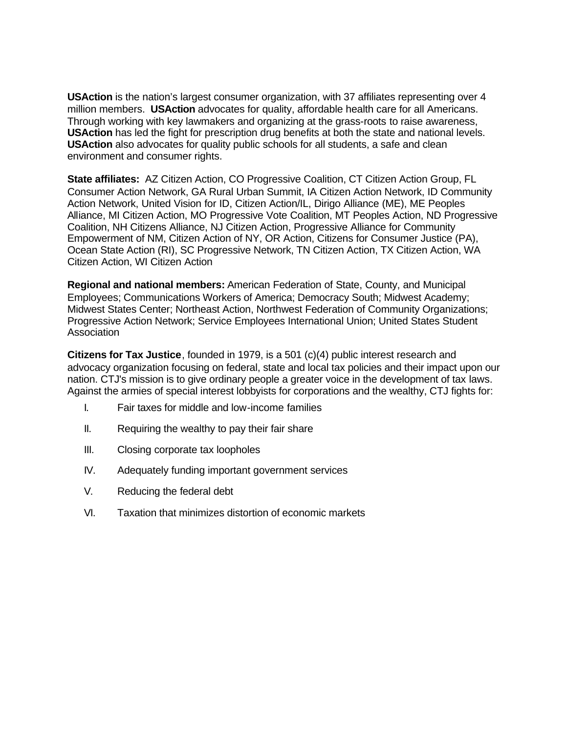**USAction** is the nation's largest consumer organization, with 37 affiliates representing over 4 million members. **USAction** advocates for quality, affordable health care for all Americans. Through working with key lawmakers and organizing at the grass-roots to raise awareness, **USAction** has led the fight for prescription drug benefits at both the state and national levels. **USAction** also advocates for quality public schools for all students, a safe and clean environment and consumer rights.

**State affiliates:** AZ Citizen Action, CO Progressive Coalition, CT Citizen Action Group, FL Consumer Action Network, GA Rural Urban Summit, IA Citizen Action Network, ID Community Action Network, United Vision for ID, Citizen Action/IL, Dirigo Alliance (ME), ME Peoples Alliance, MI Citizen Action, MO Progressive Vote Coalition, MT Peoples Action, ND Progressive Coalition, NH Citizens Alliance, NJ Citizen Action, Progressive Alliance for Community Empowerment of NM, Citizen Action of NY, OR Action, Citizens for Consumer Justice (PA), Ocean State Action (RI), SC Progressive Network, TN Citizen Action, TX Citizen Action, WA Citizen Action, WI Citizen Action

**Regional and national members:** American Federation of State, County, and Municipal Employees; Communications Workers of America; Democracy South; Midwest Academy; Midwest States Center; Northeast Action, Northwest Federation of Community Organizations; Progressive Action Network; Service Employees International Union; United States Student Association

**Citizens for Tax Justice**, founded in 1979, is a 501 (c)(4) public interest research and advocacy organization focusing on federal, state and local tax policies and their impact upon our nation. CTJ's mission is to give ordinary people a greater voice in the development of tax laws. Against the armies of special interest lobbyists for corporations and the wealthy, CTJ fights for:

I. Fair taxes for middle and low-income families

II. Requiring the wealthy to pay their fair share

III. Closing corporate tax loopholes

IV. Adequately funding important government services

V. Reducing the federal debt

VI. Taxation that minimizes distortion of economic markets